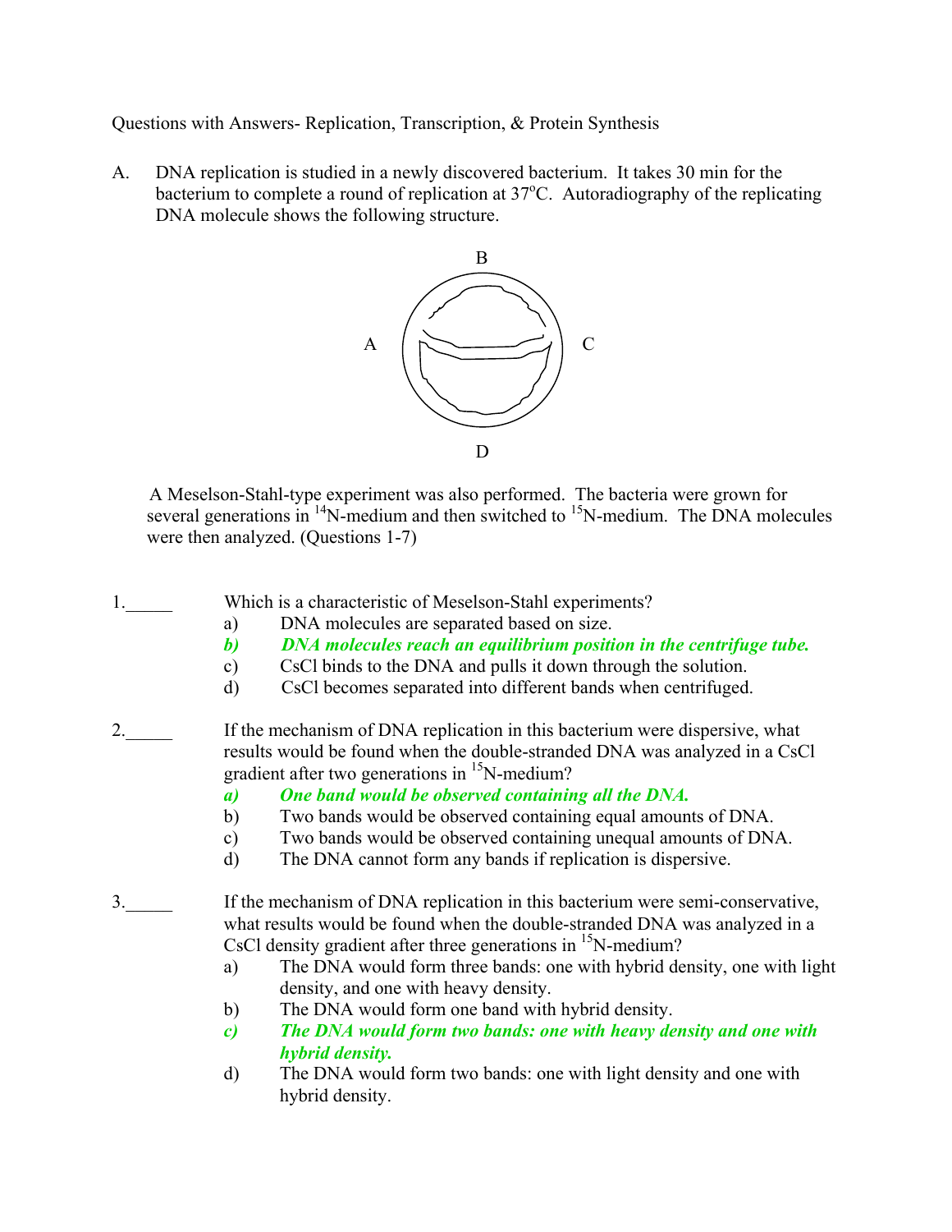Questions with Answers- Replication, Transcription, & Protein Synthesis

A. DNA replication is studied in a newly discovered bacterium. It takes 30 min for the bacterium to complete a round of replication at 37°C. Autoradiography of the replicating DNA molecule shows the following structure.

B

A C

D

A Meselson-Stahl-type experiment was also performed. The bacteria were grown for several generations in $^{14}$N-medium and then switched to $^{15}$N-medium. The DNA molecules were then analyzed. (Questions 1-7)

1.\_\_\_\_\_ Which is a characteristic of Meselson-Stahl experiments?

a) DNA molecules are separated based on size.
***b) DNA molecules reach an equilibrium position in the centrifuge tube.***
c) CsCl binds to the DNA and pulls it down through the solution.
d) CsCl becomes separated into different bands when centrifuged.

2.\_\_\_\_\_ If the mechanism of DNA replication in this bacterium were dispersive, what results would be found when the double-stranded DNA was analyzed in a CsCl gradient after two generations in $^{15}$N-medium?

***a) One band would be observed containing all the DNA.***
b) Two bands would be observed containing equal amounts of DNA.
c) Two bands would be observed containing unequal amounts of DNA.
d) The DNA cannot form any bands if replication is dispersive.

3.\_\_\_\_\_ If the mechanism of DNA replication in this bacterium were semi-conservative, what results would be found when the double-stranded DNA was analyzed in a CsCl density gradient after three generations in $^{15}$N-medium?

a) The DNA would form three bands: one with hybrid density, one with light density, and one with heavy density.
b) The DNA would form one band with hybrid density.
***c) The DNA would form two bands: one with heavy density and one with hybrid density.***
d) The DNA would form two bands: one with light density and one with hybrid density.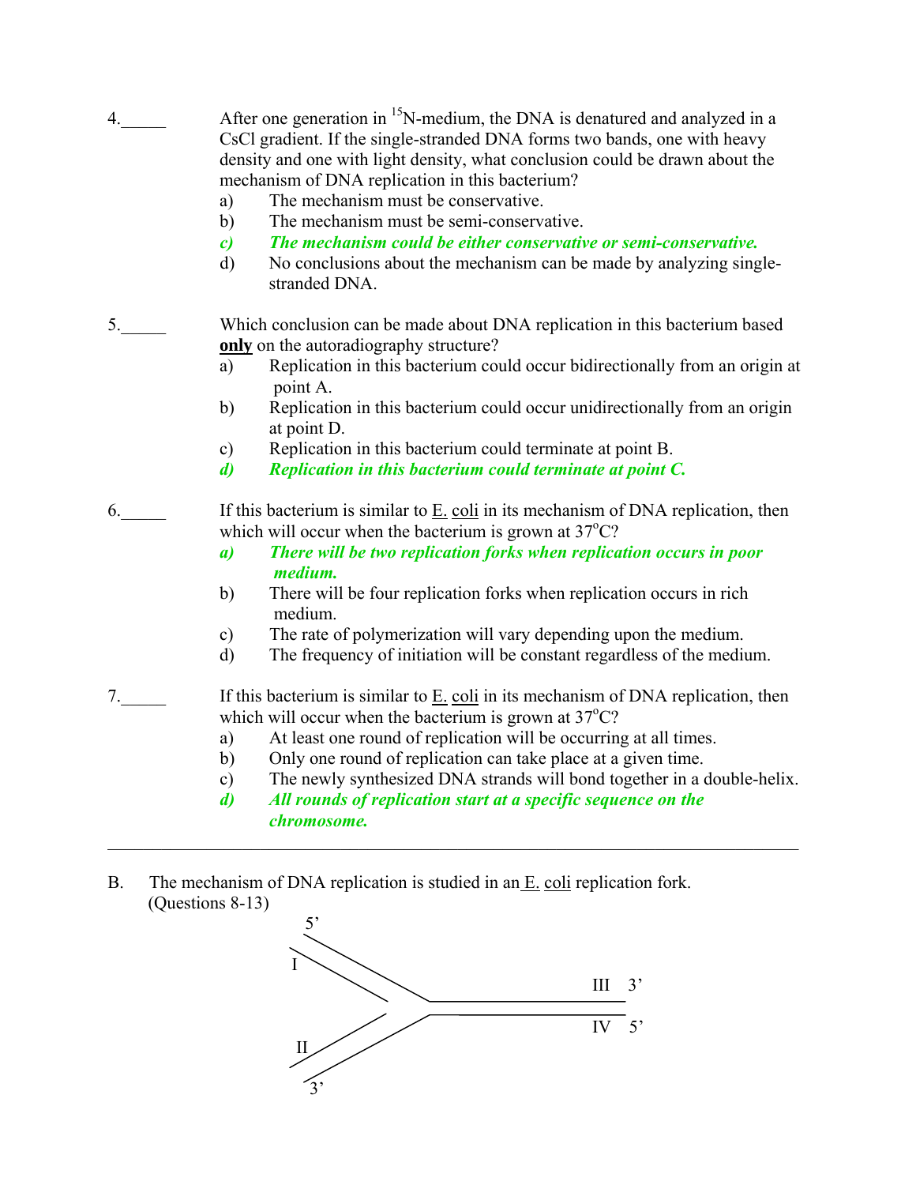4.\_\_\_\_\_ After one generation in $^{15}N$-medium, the DNA is denatured and analyzed in a CsCl gradient. If the single-stranded DNA forms two bands, one with heavy density and one with light density, what conclusion could be drawn about the mechanism of DNA replication in this bacterium?

a) The mechanism must be conservative.
b) The mechanism must be semi-conservative.
***c) The mechanism could be either conservative or semi-conservative.***
d) No conclusions about the mechanism can be made by analyzing single-stranded DNA.

5.\_\_\_\_\_ Which conclusion can be made about DNA replication in this bacterium based **only** on the autoradiography structure?

a) Replication in this bacterium could occur bidirectionally from an origin at point A.
b) Replication in this bacterium could occur unidirectionally from an origin at point D.
c) Replication in this bacterium could terminate at point B.
***d) Replication in this bacterium could terminate at point C.***

6.\_\_\_\_\_ If this bacterium is similar to E. coli in its mechanism of DNA replication, then which will occur when the bacterium is grown at 37°C?

***a) There will be two replication forks when replication occurs in poor medium.***
b) There will be four replication forks when replication occurs in rich medium.
c) The rate of polymerization will vary depending upon the medium.
d) The frequency of initiation will be constant regardless of the medium.

7.\_\_\_\_\_ If this bacterium is similar to E. coli in its mechanism of DNA replication, then which will occur when the bacterium is grown at 37°C?

a) At least one round of replication will be occurring at all times.
b) Only one round of replication can take place at a given time.
c) The newly synthesized DNA strands will bond together in a double-helix.
***d) All rounds of replication start at a specific sequence on the chromosome.***

---

B. The mechanism of DNA replication is studied in an E. coli replication fork. (Questions 8-13)

[Diagram: replication fork with strands labeled I (5'), II (3'), III (3'), IV (5')]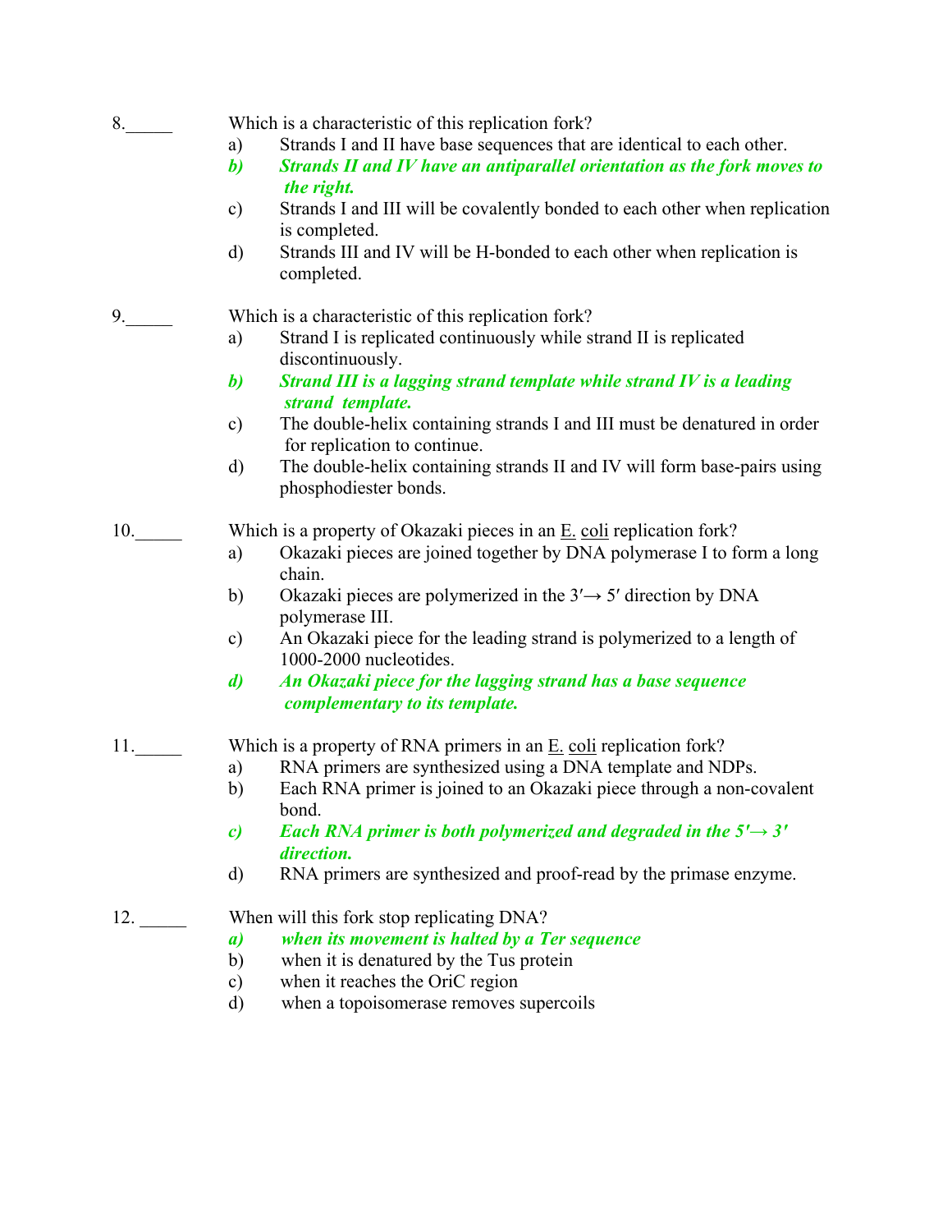8.\_\_\_\_\_ Which is a characteristic of this replication fork?

a) Strands I and II have base sequences that are identical to each other.

***b) Strands II and IV have an antiparallel orientation as the fork moves to the right.***

c) Strands I and III will be covalently bonded to each other when replication is completed.

d) Strands III and IV will be H-bonded to each other when replication is completed.

9.\_\_\_\_\_ Which is a characteristic of this replication fork?

a) Strand I is replicated continuously while strand II is replicated discontinuously.

***b) Strand III is a lagging strand template while strand IV is a leading strand template.***

c) The double-helix containing strands I and III must be denatured in order for replication to continue.

d) The double-helix containing strands II and IV will form base-pairs using phosphodiester bonds.

10.\_\_\_\_\_ Which is a property of Okazaki pieces in an E. coli replication fork?

a) Okazaki pieces are joined together by DNA polymerase I to form a long chain.

b) Okazaki pieces are polymerized in the 3′→ 5′ direction by DNA polymerase III.

c) An Okazaki piece for the leading strand is polymerized to a length of 1000-2000 nucleotides.

***d) An Okazaki piece for the lagging strand has a base sequence complementary to its template.***

11.\_\_\_\_\_ Which is a property of RNA primers in an E. coli replication fork?

a) RNA primers are synthesized using a DNA template and NDPs.

b) Each RNA primer is joined to an Okazaki piece through a non-covalent bond.

***c) Each RNA primer is both polymerized and degraded in the 5′→ 3′ direction.***

d) RNA primers are synthesized and proof-read by the primase enzyme.

12. \_\_\_\_\_ When will this fork stop replicating DNA?

***a) when its movement is halted by a Ter sequence***

b) when it is denatured by the Tus protein

c) when it reaches the OriC region

d) when a topoisomerase removes supercoils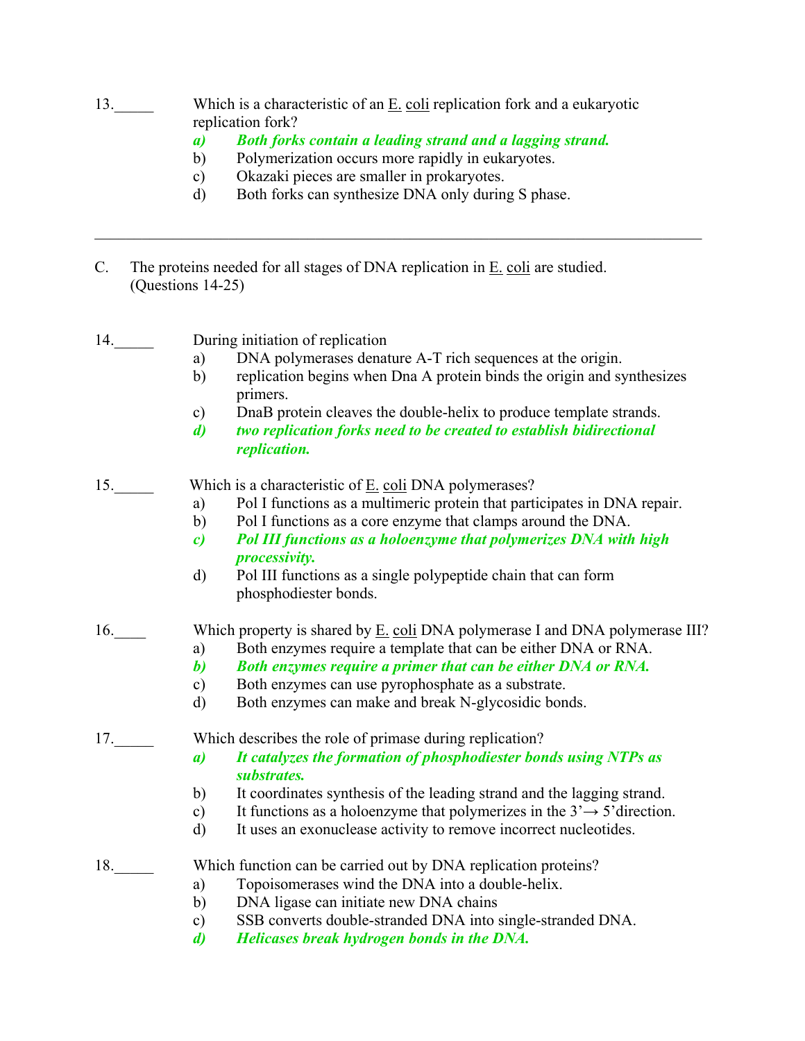13.\_\_\_\_\_ Which is a characteristic of an E. coli replication fork and a eukaryotic replication fork?

- ***a) Both forks contain a leading strand and a lagging strand.***
- b) Polymerization occurs more rapidly in eukaryotes.
- c) Okazaki pieces are smaller in prokaryotes.
- d) Both forks can synthesize DNA only during S phase.

---

C. The proteins needed for all stages of DNA replication in E. coli are studied. (Questions 14-25)

14.\_\_\_\_\_ During initiation of replication

- a) DNA polymerases denature A-T rich sequences at the origin.
- b) replication begins when Dna A protein binds the origin and synthesizes primers.
- c) DnaB protein cleaves the double-helix to produce template strands.
- ***d) two replication forks need to be created to establish bidirectional replication.***

15.\_\_\_\_\_ Which is a characteristic of E. coli DNA polymerases?

- a) Pol I functions as a multimeric protein that participates in DNA repair.
- b) Pol I functions as a core enzyme that clamps around the DNA.
- ***c) Pol III functions as a holoenzyme that polymerizes DNA with high processivity.***
- d) Pol III functions as a single polypeptide chain that can form phosphodiester bonds.

16.\_\_\_\_ Which property is shared by E. coli DNA polymerase I and DNA polymerase III?

- a) Both enzymes require a template that can be either DNA or RNA.
- ***b) Both enzymes require a primer that can be either DNA or RNA.***
- c) Both enzymes can use pyrophosphate as a substrate.
- d) Both enzymes can make and break N-glycosidic bonds.

17.\_\_\_\_\_ Which describes the role of primase during replication?

- ***a) It catalyzes the formation of phosphodiester bonds using NTPs as substrates.***
- b) It coordinates synthesis of the leading strand and the lagging strand.
- c) It functions as a holoenzyme that polymerizes in the 3'→ 5'direction.
- d) It uses an exonuclease activity to remove incorrect nucleotides.

18.\_\_\_\_\_ Which function can be carried out by DNA replication proteins?

- a) Topoisomerases wind the DNA into a double-helix.
- b) DNA ligase can initiate new DNA chains
- c) SSB converts double-stranded DNA into single-stranded DNA.
- ***d) Helicases break hydrogen bonds in the DNA.***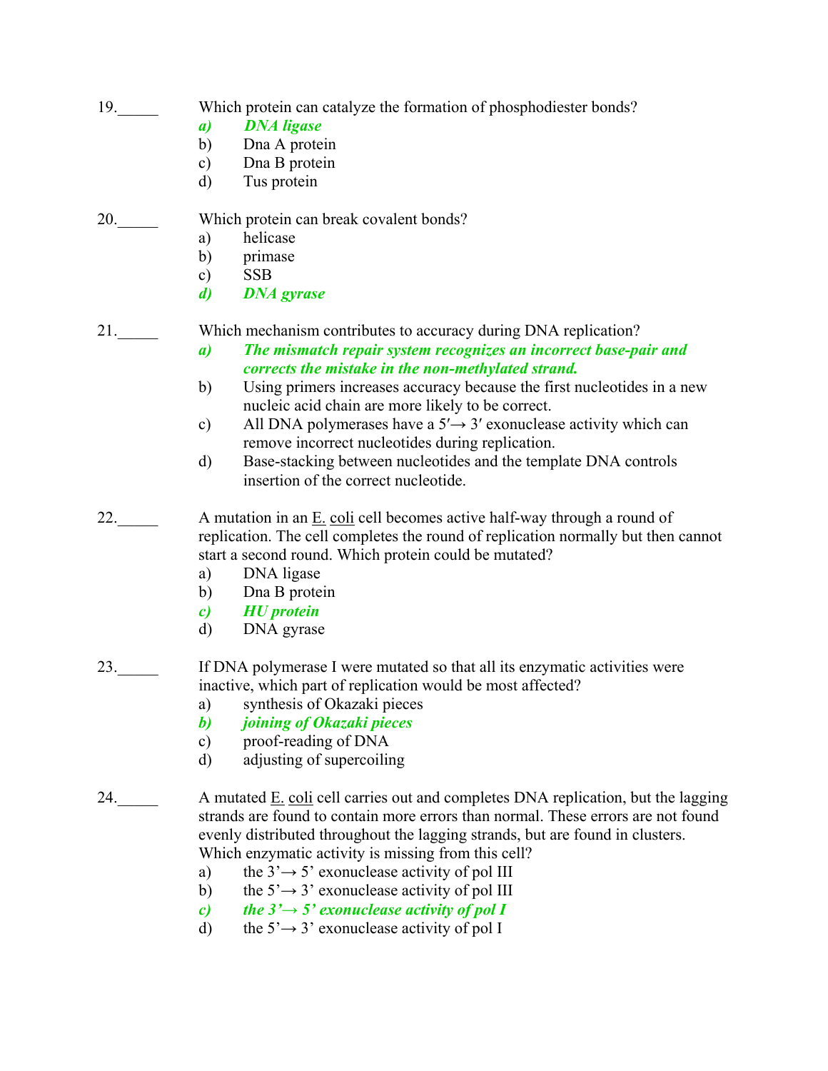19.\_\_\_\_\_ Which protein can catalyze the formation of phosphodiester bonds?

- ***a) DNA ligase***
- b) Dna A protein
- c) Dna B protein
- d) Tus protein

20.\_\_\_\_\_ Which protein can break covalent bonds?

- a) helicase
- b) primase
- c) SSB
- ***d) DNA gyrase***

21.\_\_\_\_\_ Which mechanism contributes to accuracy during DNA replication?

- ***a) The mismatch repair system recognizes an incorrect base-pair and corrects the mistake in the non-methylated strand.***
- b) Using primers increases accuracy because the first nucleotides in a new nucleic acid chain are more likely to be correct.
- c) All DNA polymerases have a 5′→ 3′ exonuclease activity which can remove incorrect nucleotides during replication.
- d) Base-stacking between nucleotides and the template DNA controls insertion of the correct nucleotide.

22.\_\_\_\_\_ A mutation in an E. coli cell becomes active half-way through a round of replication. The cell completes the round of replication normally but then cannot start a second round. Which protein could be mutated?

- a) DNA ligase
- b) Dna B protein
- ***c) HU protein***
- d) DNA gyrase

23.\_\_\_\_\_ If DNA polymerase I were mutated so that all its enzymatic activities were inactive, which part of replication would be most affected?

- a) synthesis of Okazaki pieces
- ***b) joining of Okazaki pieces***
- c) proof-reading of DNA
- d) adjusting of supercoiling

24.\_\_\_\_\_ A mutated E. coli cell carries out and completes DNA replication, but the lagging strands are found to contain more errors than normal. These errors are not found evenly distributed throughout the lagging strands, but are found in clusters. Which enzymatic activity is missing from this cell?

- a) the 3’→ 5’ exonuclease activity of pol III
- b) the 5’→ 3’ exonuclease activity of pol III
- ***c) the 3’→ 5’ exonuclease activity of pol I***
- d) the 5’→ 3’ exonuclease activity of pol I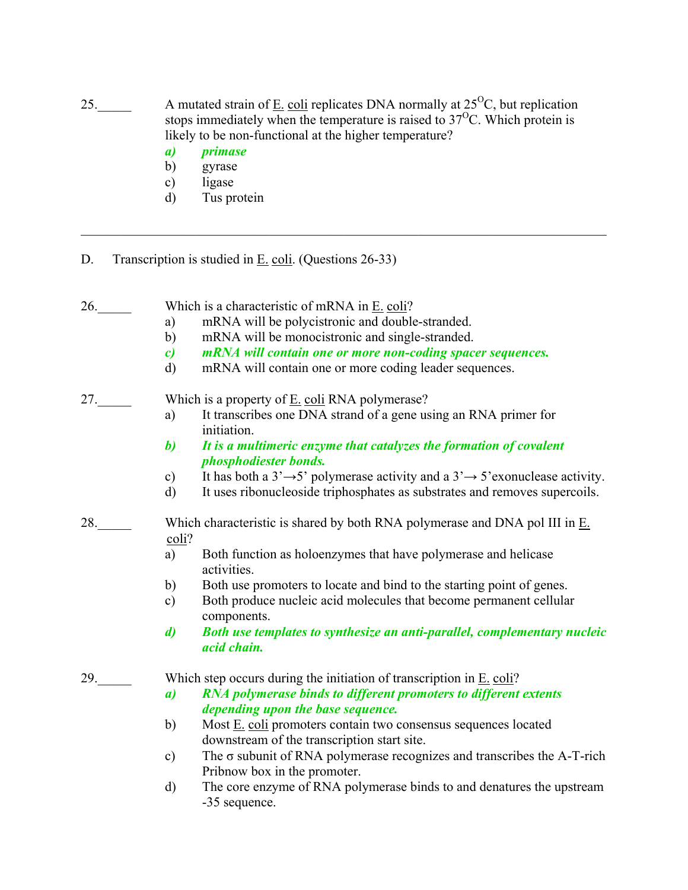25.\_\_\_\_\_ A mutated strain of E. coli replicates DNA normally at 25$^{O}$C, but replication stops immediately when the temperature is raised to 37$^{O}$C. Which protein is likely to be non-functional at the higher temperature?

***a) primase***

b) gyrase

c) ligase

d) Tus protein

---

D. Transcription is studied in E. coli. (Questions 26-33)

26.\_\_\_\_\_ Which is a characteristic of mRNA in E. coli?

a) mRNA will be polycistronic and double-stranded.

b) mRNA will be monocistronic and single-stranded.

***c) mRNA will contain one or more non-coding spacer sequences.***

d) mRNA will contain one or more coding leader sequences.

27.\_\_\_\_\_ Which is a property of E. coli RNA polymerase?

a) It transcribes one DNA strand of a gene using an RNA primer for initiation.

***b) It is a multimeric enzyme that catalyzes the formation of covalent phosphodiester bonds.***

c) It has both a 3'→5' polymerase activity and a 3'→ 5'exonuclease activity.

d) It uses ribonucleoside triphosphates as substrates and removes supercoils.

28.\_\_\_\_\_ Which characteristic is shared by both RNA polymerase and DNA pol III in E. coli?

a) Both function as holoenzymes that have polymerase and helicase activities.

b) Both use promoters to locate and bind to the starting point of genes.

c) Both produce nucleic acid molecules that become permanent cellular components.

***d) Both use templates to synthesize an anti-parallel, complementary nucleic acid chain.***

29.\_\_\_\_\_ Which step occurs during the initiation of transcription in E. coli?

***a) RNA polymerase binds to different promoters to different extents depending upon the base sequence.***

b) Most E. coli promoters contain two consensus sequences located downstream of the transcription start site.

c) The σ subunit of RNA polymerase recognizes and transcribes the A-T-rich Pribnow box in the promoter.

d) The core enzyme of RNA polymerase binds to and denatures the upstream -35 sequence.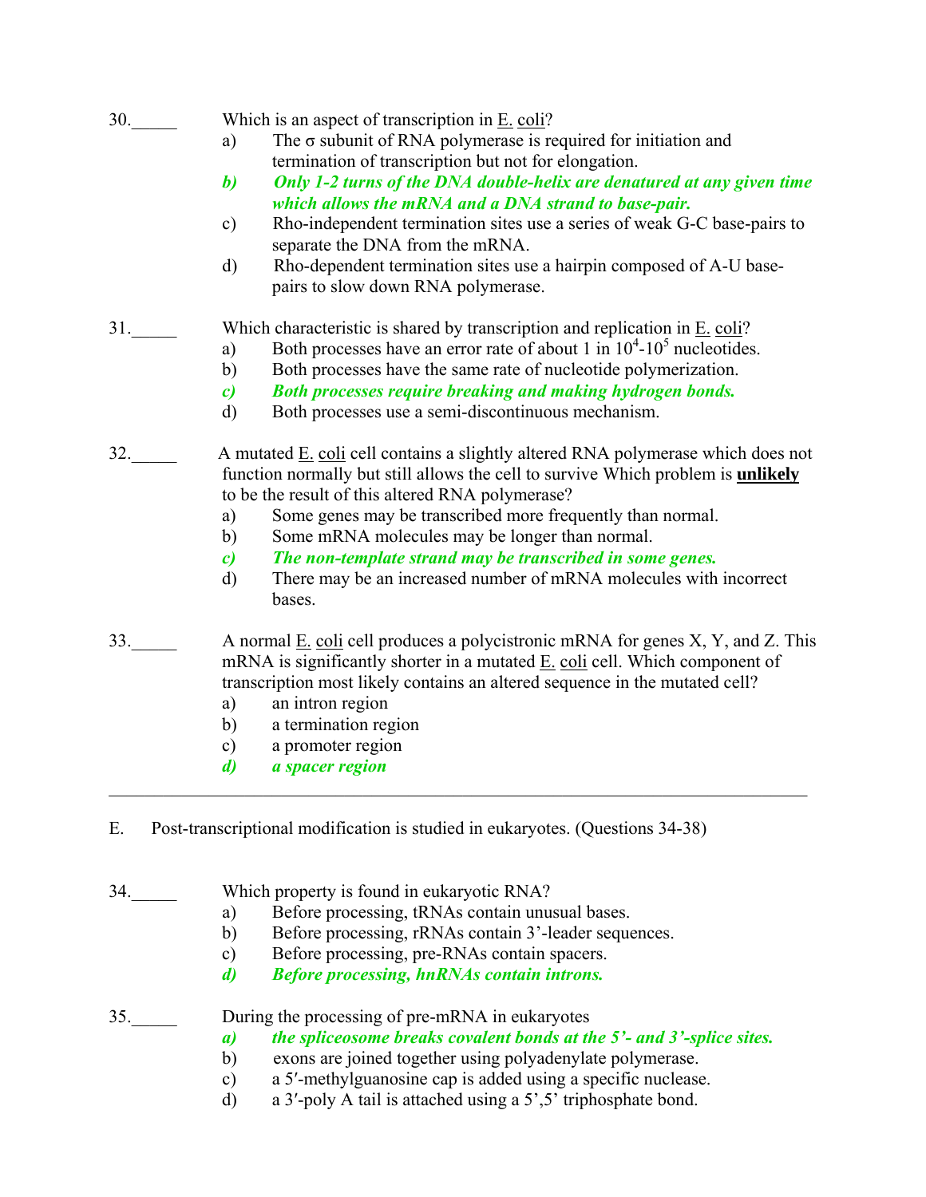30.\_\_\_\_\_ Which is an aspect of transcription in E. coli?

a) The σ subunit of RNA polymerase is required for initiation and termination of transcription but not for elongation.

***b) Only 1-2 turns of the DNA double-helix are denatured at any given time which allows the mRNA and a DNA strand to base-pair.***

c) Rho-independent termination sites use a series of weak G-C base-pairs to separate the DNA from the mRNA.

d) Rho-dependent termination sites use a hairpin composed of A-U base-pairs to slow down RNA polymerase.

31.\_\_\_\_\_ Which characteristic is shared by transcription and replication in E. coli?

a) Both processes have an error rate of about 1 in $10^4$-$10^5$ nucleotides.

b) Both processes have the same rate of nucleotide polymerization.

***c) Both processes require breaking and making hydrogen bonds.***

d) Both processes use a semi-discontinuous mechanism.

32.\_\_\_\_\_ A mutated E. coli cell contains a slightly altered RNA polymerase which does not function normally but still allows the cell to survive Which problem is **unlikely** to be the result of this altered RNA polymerase?

a) Some genes may be transcribed more frequently than normal.

b) Some mRNA molecules may be longer than normal.

***c) The non-template strand may be transcribed in some genes.***

d) There may be an increased number of mRNA molecules with incorrect bases.

33.\_\_\_\_\_ A normal E. coli cell produces a polycistronic mRNA for genes X, Y, and Z. This mRNA is significantly shorter in a mutated E. coli cell. Which component of transcription most likely contains an altered sequence in the mutated cell?

a) an intron region

b) a termination region

c) a promoter region

***d) a spacer region***

---

E. Post-transcriptional modification is studied in eukaryotes. (Questions 34-38)

34.\_\_\_\_\_ Which property is found in eukaryotic RNA?

a) Before processing, tRNAs contain unusual bases.

b) Before processing, rRNAs contain 3'-leader sequences.

c) Before processing, pre-RNAs contain spacers.

***d) Before processing, hnRNAs contain introns.***

35.\_\_\_\_\_ During the processing of pre-mRNA in eukaryotes

***a) the spliceosome breaks covalent bonds at the 5'- and 3'-splice sites.***

b) exons are joined together using polyadenylate polymerase.

c) a 5′-methylguanosine cap is added using a specific nuclease.

d) a 3′-poly A tail is attached using a 5',5' triphosphate bond.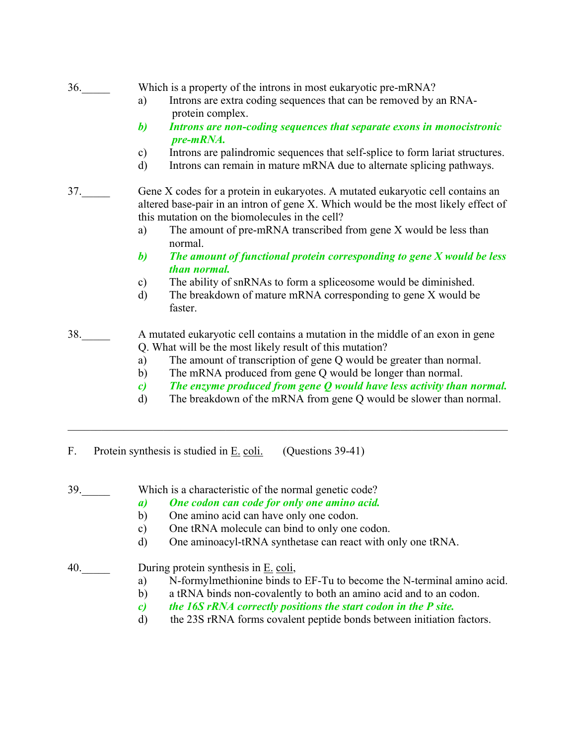36.\_\_\_\_\_ Which is a property of the introns in most eukaryotic pre-mRNA?

a) Introns are extra coding sequences that can be removed by an RNA-protein complex.

***b) Introns are non-coding sequences that separate exons in monocistronic pre-mRNA.***

c) Introns are palindromic sequences that self-splice to form lariat structures.

d) Introns can remain in mature mRNA due to alternate splicing pathways.

37.\_\_\_\_\_ Gene X codes for a protein in eukaryotes. A mutated eukaryotic cell contains an altered base-pair in an intron of gene X. Which would be the most likely effect of this mutation on the biomolecules in the cell?

a) The amount of pre-mRNA transcribed from gene X would be less than normal.

***b) The amount of functional protein corresponding to gene X would be less than normal.***

c) The ability of snRNAs to form a spliceosome would be diminished.

d) The breakdown of mature mRNA corresponding to gene X would be faster.

38.\_\_\_\_\_ A mutated eukaryotic cell contains a mutation in the middle of an exon in gene Q. What will be the most likely result of this mutation?

a) The amount of transcription of gene Q would be greater than normal.

b) The mRNA produced from gene Q would be longer than normal.

***c) The enzyme produced from gene Q would have less activity than normal.***

d) The breakdown of the mRNA from gene Q would be slower than normal.

---

F. Protein synthesis is studied in E. coli. (Questions 39-41)

39.\_\_\_\_\_ Which is a characteristic of the normal genetic code?

***a) One codon can code for only one amino acid.***

b) One amino acid can have only one codon.

c) One tRNA molecule can bind to only one codon.

d) One aminoacyl-tRNA synthetase can react with only one tRNA.

40.\_\_\_\_\_ During protein synthesis in E. coli,

a) N-formylmethionine binds to EF-Tu to become the N-terminal amino acid.

b) a tRNA binds non-covalently to both an amino acid and to an codon.

***c) the 16S rRNA correctly positions the start codon in the P site.***

d) the 23S rRNA forms covalent peptide bonds between initiation factors.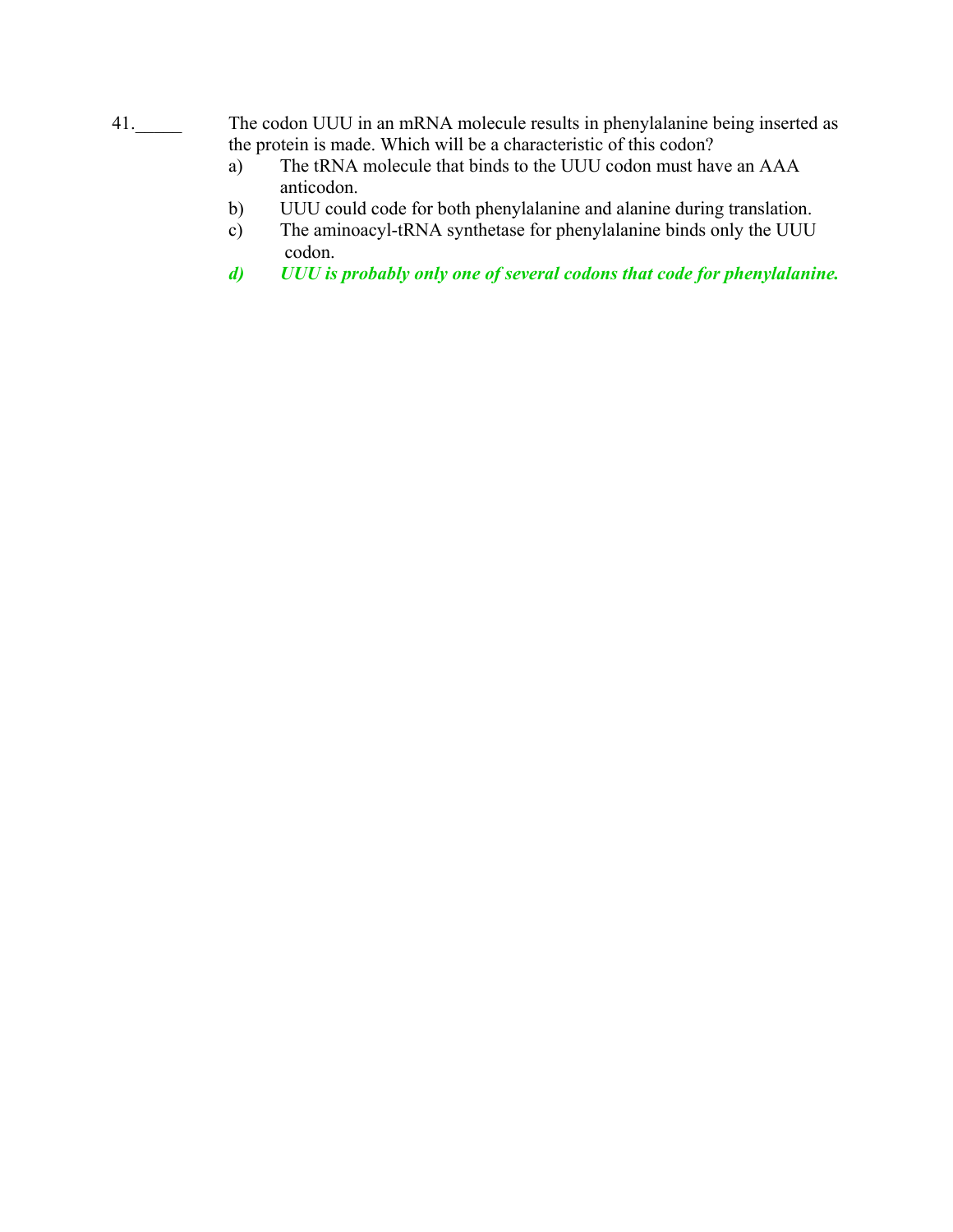41._____ The codon UUU in an mRNA molecule results in phenylalanine being inserted as the protein is made. Which will be a characteristic of this codon?

a) The tRNA molecule that binds to the UUU codon must have an AAA anticodon.

b) UUU could code for both phenylalanine and alanine during translation.

c) The aminoacyl-tRNA synthetase for phenylalanine binds only the UUU codon.

***d) UUU is probably only one of several codons that code for phenylalanine.***